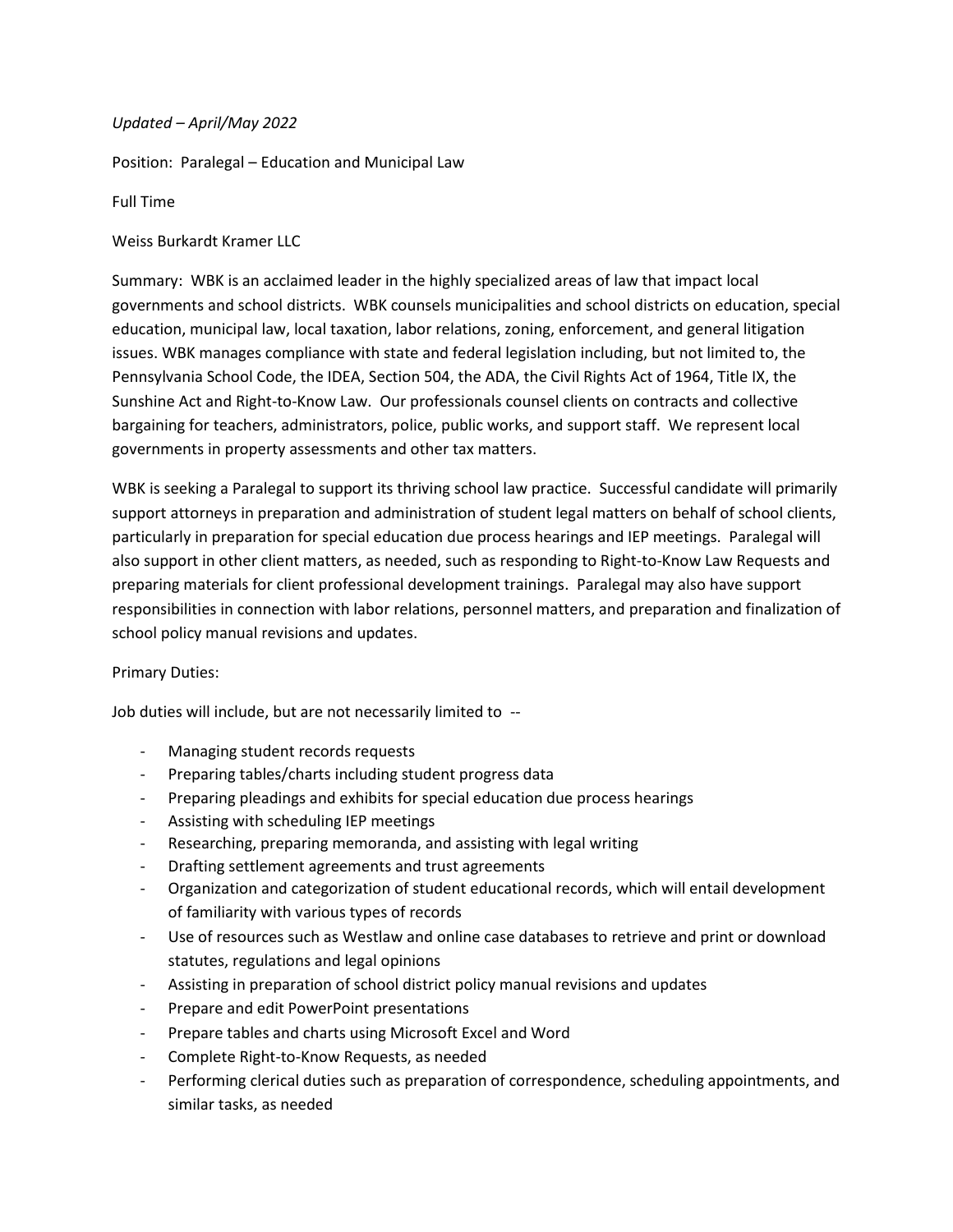*Updated – April/May 2022*

Position: Paralegal – Education and Municipal Law

Full Time

Weiss Burkardt Kramer LLC

Summary: WBK is an acclaimed leader in the highly specialized areas of law that impact local governments and school districts. WBK counsels municipalities and school districts on education, special education, municipal law, local taxation, labor relations, zoning, enforcement, and general litigation issues. WBK manages compliance with state and federal legislation including, but not limited to, the Pennsylvania School Code, the IDEA, Section 504, the ADA, the Civil Rights Act of 1964, Title IX, the Sunshine Act and Right-to-Know Law. Our professionals counsel clients on contracts and collective bargaining for teachers, administrators, police, public works, and support staff. We represent local governments in property assessments and other tax matters.

WBK is seeking a Paralegal to support its thriving school law practice. Successful candidate will primarily support attorneys in preparation and administration of student legal matters on behalf of school clients, particularly in preparation for special education due process hearings and IEP meetings. Paralegal will also support in other client matters, as needed, such as responding to Right-to-Know Law Requests and preparing materials for client professional development trainings. Paralegal may also have support responsibilities in connection with labor relations, personnel matters, and preparation and finalization of school policy manual revisions and updates.

Primary Duties:

Job duties will include, but are not necessarily limited to --

- Managing student records requests
- Preparing tables/charts including student progress data
- Preparing pleadings and exhibits for special education due process hearings
- Assisting with scheduling IEP meetings
- Researching, preparing memoranda, and assisting with legal writing
- Drafting settlement agreements and trust agreements
- Organization and categorization of student educational records, which will entail development of familiarity with various types of records
- Use of resources such as Westlaw and online case databases to retrieve and print or download statutes, regulations and legal opinions
- Assisting in preparation of school district policy manual revisions and updates
- Prepare and edit PowerPoint presentations
- Prepare tables and charts using Microsoft Excel and Word
- Complete Right-to-Know Requests, as needed
- Performing clerical duties such as preparation of correspondence, scheduling appointments, and similar tasks, as needed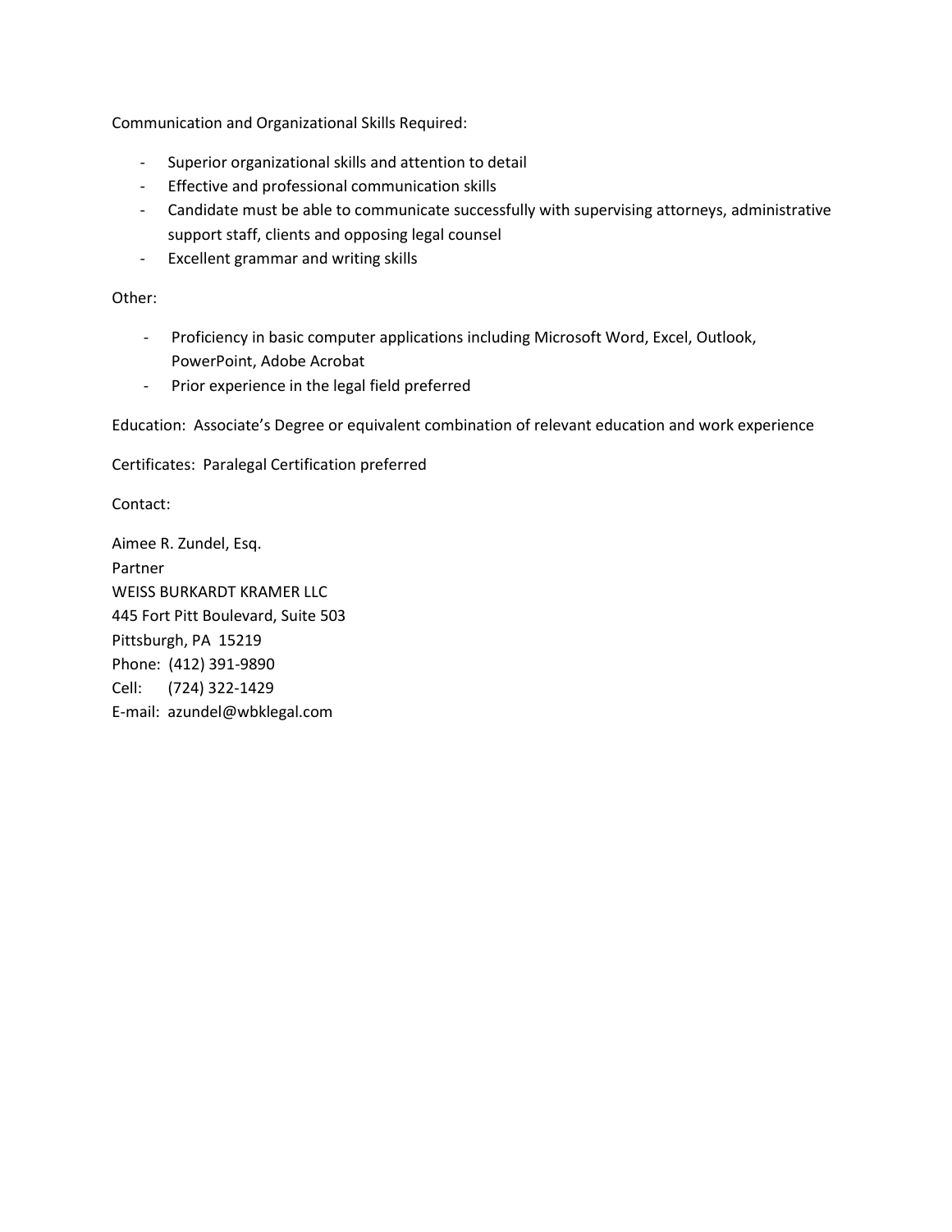Communication and Organizational Skills Required:

- Superior organizational skills and attention to detail
- Effective and professional communication skills
- Candidate must be able to communicate successfully with supervising attorneys, administrative support staff, clients and opposing legal counsel
- Excellent grammar and writing skills

Other:

- Proficiency in basic computer applications including Microsoft Word, Excel, Outlook, PowerPoint, Adobe Acrobat
- Prior experience in the legal field preferred

Education: Associate's Degree or equivalent combination of relevant education and work experience

Certificates: Paralegal Certification preferred

Contact:

Aimee R. Zundel, Esq.
Partner
WEISS BURKARDT KRAMER LLC
445 Fort Pitt Boulevard, Suite 503
Pittsburgh, PA 15219
Phone: (412) 391-9890
Cell: (724) 322-1429
E-mail: azundel@wbklegal.com